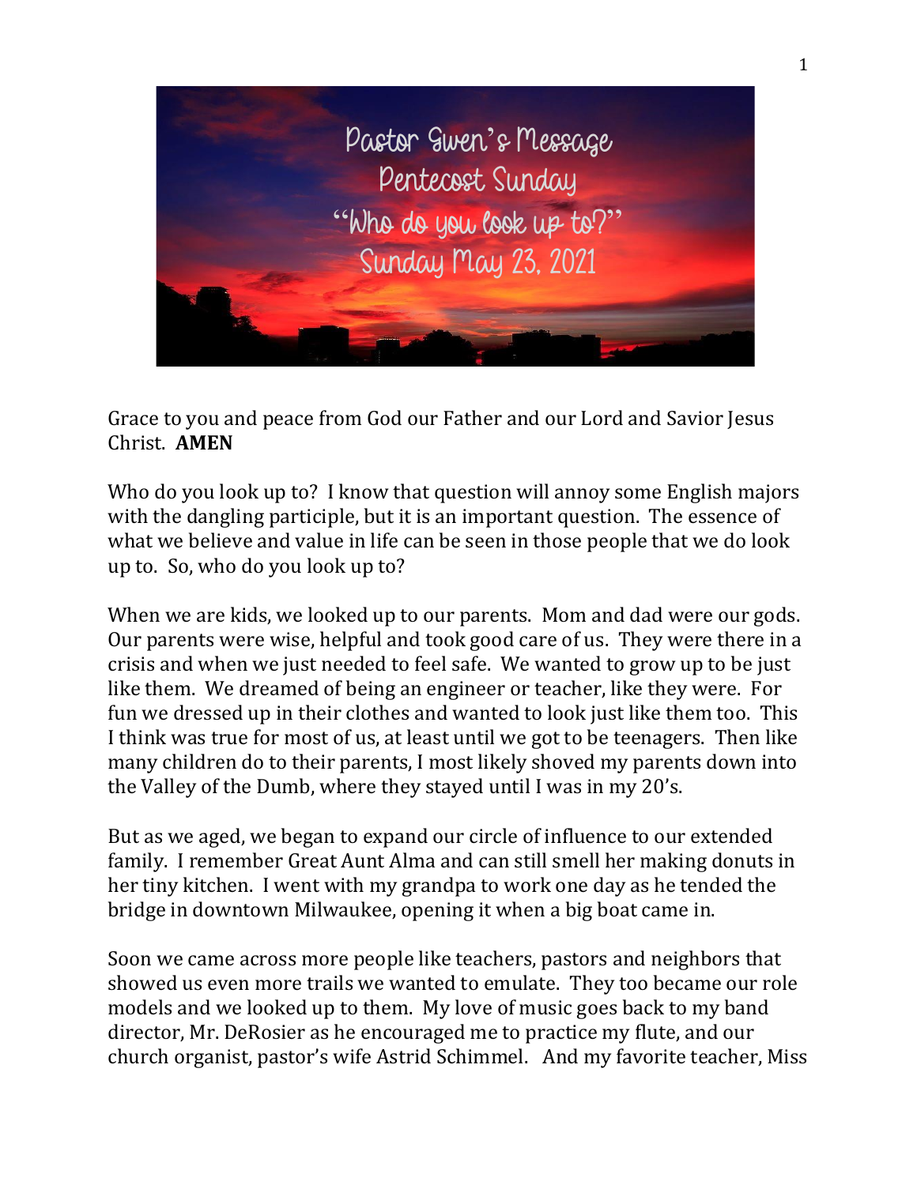# Pastor Gwen's Message
## Pentecost Sunday
## "Who do you look up to?"
## Sunday May 23, 2021

Grace to you and peace from God our Father and our Lord and Savior Jesus Christ. **AMEN**

Who do you look up to? I know that question will annoy some English majors with the dangling participle, but it is an important question. The essence of what we believe and value in life can be seen in those people that we do look up to. So, who do you look up to?

When we are kids, we looked up to our parents. Mom and dad were our gods. Our parents were wise, helpful and took good care of us. They were there in a crisis and when we just needed to feel safe. We wanted to grow up to be just like them. We dreamed of being an engineer or teacher, like they were. For fun we dressed up in their clothes and wanted to look just like them too. This I think was true for most of us, at least until we got to be teenagers. Then like many children do to their parents, I most likely shoved my parents down into the Valley of the Dumb, where they stayed until I was in my 20's.

But as we aged, we began to expand our circle of influence to our extended family. I remember Great Aunt Alma and can still smell her making donuts in her tiny kitchen. I went with my grandpa to work one day as he tended the bridge in downtown Milwaukee, opening it when a big boat came in.

Soon we came across more people like teachers, pastors and neighbors that showed us even more trails we wanted to emulate. They too became our role models and we looked up to them. My love of music goes back to my band director, Mr. DeRosier as he encouraged me to practice my flute, and our church organist, pastor's wife Astrid Schimmel. And my favorite teacher, Miss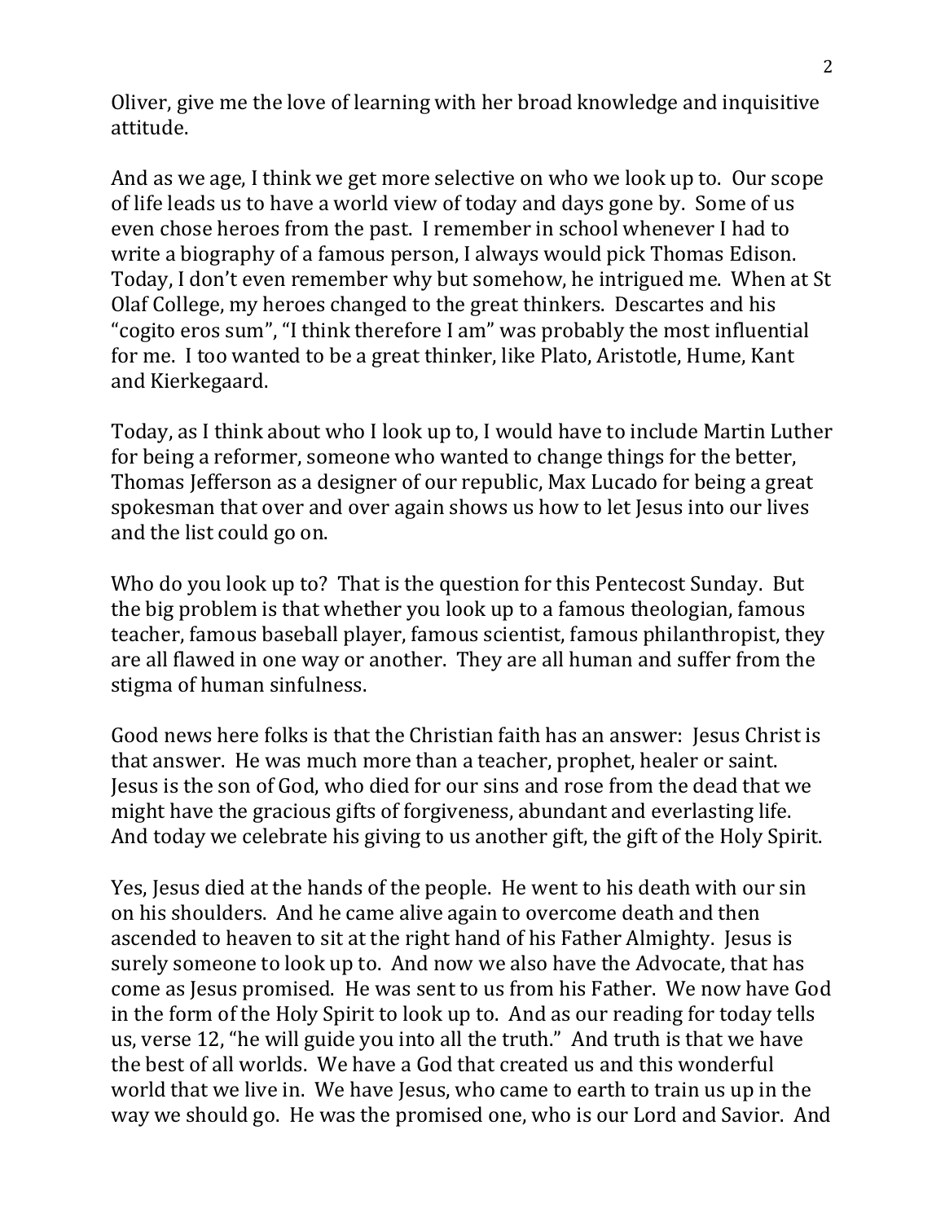Oliver, give me the love of learning with her broad knowledge and inquisitive attitude.

And as we age, I think we get more selective on who we look up to. Our scope of life leads us to have a world view of today and days gone by. Some of us even chose heroes from the past. I remember in school whenever I had to write a biography of a famous person, I always would pick Thomas Edison. Today, I don't even remember why but somehow, he intrigued me. When at St Olaf College, my heroes changed to the great thinkers. Descartes and his "cogito eros sum", "I think therefore I am" was probably the most influential for me. I too wanted to be a great thinker, like Plato, Aristotle, Hume, Kant and Kierkegaard.

Today, as I think about who I look up to, I would have to include Martin Luther for being a reformer, someone who wanted to change things for the better, Thomas Jefferson as a designer of our republic, Max Lucado for being a great spokesman that over and over again shows us how to let Jesus into our lives and the list could go on.

Who do you look up to? That is the question for this Pentecost Sunday. But the big problem is that whether you look up to a famous theologian, famous teacher, famous baseball player, famous scientist, famous philanthropist, they are all flawed in one way or another. They are all human and suffer from the stigma of human sinfulness.

Good news here folks is that the Christian faith has an answer: Jesus Christ is that answer. He was much more than a teacher, prophet, healer or saint. Jesus is the son of God, who died for our sins and rose from the dead that we might have the gracious gifts of forgiveness, abundant and everlasting life. And today we celebrate his giving to us another gift, the gift of the Holy Spirit.

Yes, Jesus died at the hands of the people. He went to his death with our sin on his shoulders. And he came alive again to overcome death and then ascended to heaven to sit at the right hand of his Father Almighty. Jesus is surely someone to look up to. And now we also have the Advocate, that has come as Jesus promised. He was sent to us from his Father. We now have God in the form of the Holy Spirit to look up to. And as our reading for today tells us, verse 12, "he will guide you into all the truth." And truth is that we have the best of all worlds. We have a God that created us and this wonderful world that we live in. We have Jesus, who came to earth to train us up in the way we should go. He was the promised one, who is our Lord and Savior. And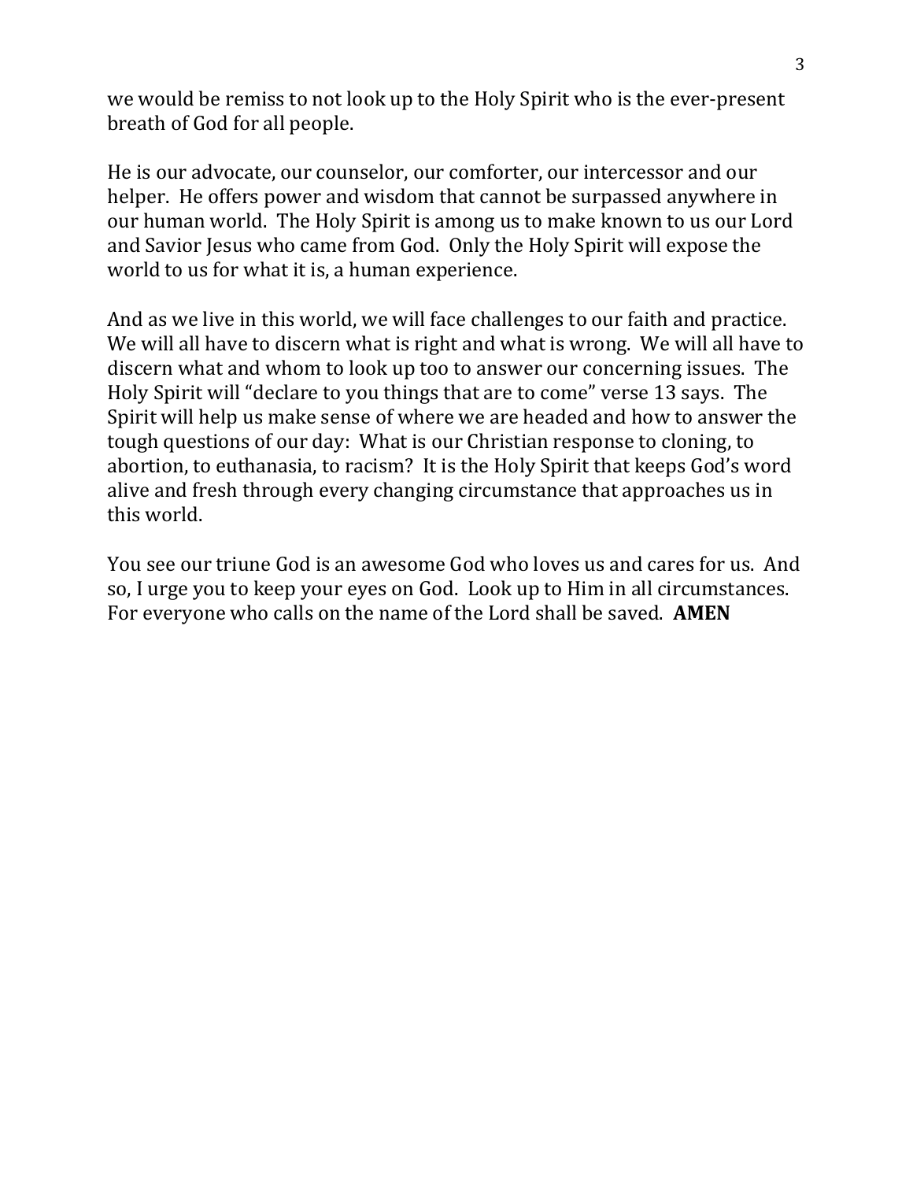we would be remiss to not look up to the Holy Spirit who is the ever-present breath of God for all people.

He is our advocate, our counselor, our comforter, our intercessor and our helper. He offers power and wisdom that cannot be surpassed anywhere in our human world. The Holy Spirit is among us to make known to us our Lord and Savior Jesus who came from God. Only the Holy Spirit will expose the world to us for what it is, a human experience.

And as we live in this world, we will face challenges to our faith and practice. We will all have to discern what is right and what is wrong. We will all have to discern what and whom to look up too to answer our concerning issues. The Holy Spirit will "declare to you things that are to come" verse 13 says. The Spirit will help us make sense of where we are headed and how to answer the tough questions of our day: What is our Christian response to cloning, to abortion, to euthanasia, to racism? It is the Holy Spirit that keeps God's word alive and fresh through every changing circumstance that approaches us in this world.

You see our triune God is an awesome God who loves us and cares for us. And so, I urge you to keep your eyes on God. Look up to Him in all circumstances. For everyone who calls on the name of the Lord shall be saved. **AMEN**